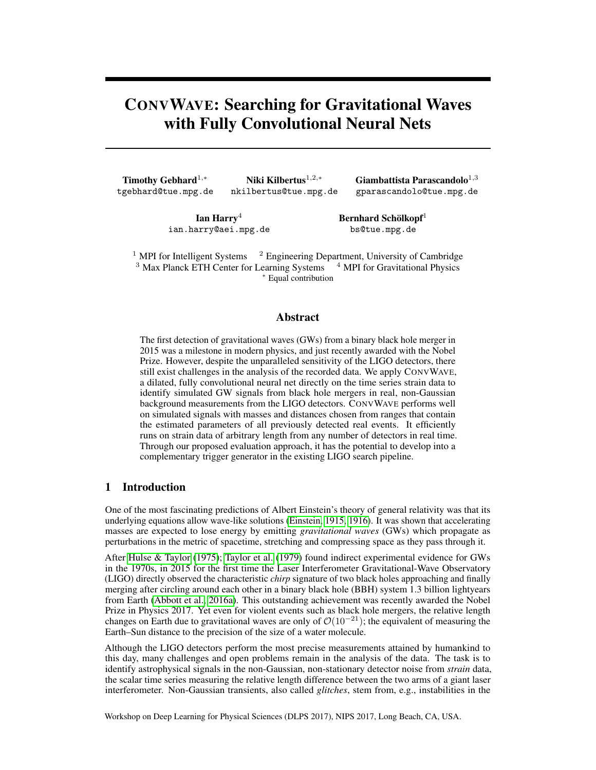# CONVWAVE: Searching for Gravitational Waves with Fully Convolutional Neural Nets

**Timothy Gebhard**[1,*] tgebhard@tue.mpg.de

**Niki Kilbertus**[1,2,*] nkilbertus@tue.mpg.de

**Giambattista Parascandolo**[1,3] gparascandolo@tue.mpg.de

**Ian Harry**[4] ian.harry@aei.mpg.de

**Bernhard Schölkopf**[1] bs@tue.mpg.de

[1] MPI for Intelligent Systems [2] Engineering Department, University of Cambridge
[3] Max Planck ETH Center for Learning Systems [4] MPI for Gravitational Physics
[*] Equal contribution

## Abstract

The first detection of gravitational waves (GWs) from a binary black hole merger in 2015 was a milestone in modern physics, and just recently awarded with the Nobel Prize. However, despite the unparalleled sensitivity of the LIGO detectors, there still exist challenges in the analysis of the recorded data. We apply CONVWAVE, a dilated, fully convolutional neural net directly on the time series strain data to identify simulated GW signals from black hole mergers in real, non-Gaussian background measurements from the LIGO detectors. CONVWAVE performs well on simulated signals with masses and distances chosen from ranges that contain the estimated parameters of all previously detected real events. It efficiently runs on strain data of arbitrary length from any number of detectors in real time. Through our proposed evaluation approach, it has the potential to develop into a complementary trigger generator in the existing LIGO search pipeline.

## 1 Introduction

One of the most fascinating predictions of Albert Einstein's theory of general relativity was that its underlying equations allow wave-like solutions (Einstein, 1915, 1916). It was shown that accelerating masses are expected to lose energy by emitting *gravitational waves* (GWs) which propagate as perturbations in the metric of spacetime, stretching and compressing space as they pass through it.

After Hulse & Taylor (1975); Taylor et al. (1979) found indirect experimental evidence for GWs in the 1970s, in 2015 for the first time the Laser Interferometer Gravitational-Wave Observatory (LIGO) directly observed the characteristic *chirp* signature of two black holes approaching and finally merging after circling around each other in a binary black hole (BBH) system 1.3 billion lightyears from Earth (Abbott et al., 2016a). This outstanding achievement was recently awarded the Nobel Prize in Physics 2017. Yet even for violent events such as black hole mergers, the relative length changes on Earth due to gravitational waves are only of $\mathcal{O}(10^{-21})$; the equivalent of measuring the Earth–Sun distance to the precision of the size of a water molecule.

Although the LIGO detectors perform the most precise measurements attained by humankind to this day, many challenges and open problems remain in the analysis of the data. The task is to identify astrophysical signals in the non-Gaussian, non-stationary detector noise from *strain* data, the scalar time series measuring the relative length difference between the two arms of a giant laser interferometer. Non-Gaussian transients, also called *glitches*, stem from, e.g., instabilities in the

Workshop on Deep Learning for Physical Sciences (DLPS 2017), NIPS 2017, Long Beach, CA, USA.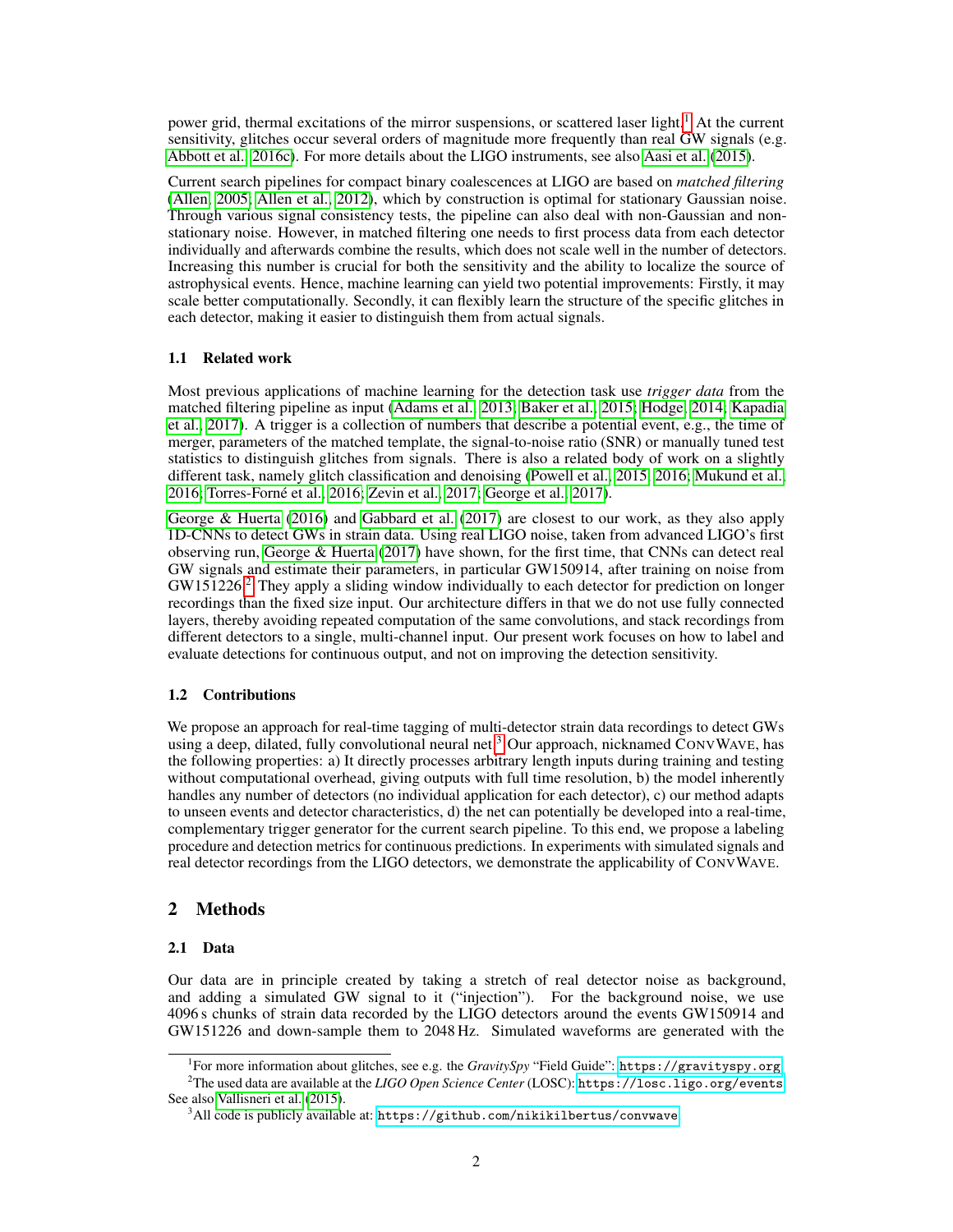power grid, thermal excitations of the mirror suspensions, or scattered laser light.[1] At the current sensitivity, glitches occur several orders of magnitude more frequently than real GW signals (e.g. Abbott et al., 2016c). For more details about the LIGO instruments, see also Aasi et al. (2015).

Current search pipelines for compact binary coalescences at LIGO are based on *matched filtering* (Allen, 2005; Allen et al., 2012), which by construction is optimal for stationary Gaussian noise. Through various signal consistency tests, the pipeline can also deal with non-Gaussian and non-stationary noise. However, in matched filtering one needs to first process data from each detector individually and afterwards combine the results, which does not scale well in the number of detectors. Increasing this number is crucial for both the sensitivity and the ability to localize the source of astrophysical events. Hence, machine learning can yield two potential improvements: Firstly, it may scale better computationally. Secondly, it can flexibly learn the structure of the specific glitches in each detector, making it easier to distinguish them from actual signals.

### 1.1 Related work

Most previous applications of machine learning for the detection task use *trigger data* from the matched filtering pipeline as input (Adams et al., 2013; Baker et al., 2015; Hodge, 2014; Kapadia et al., 2017). A trigger is a collection of numbers that describe a potential event, e.g., the time of merger, parameters of the matched template, the signal-to-noise ratio (SNR) or manually tuned test statistics to distinguish glitches from signals. There is also a related body of work on a slightly different task, namely glitch classification and denoising (Powell et al., 2015, 2016; Mukund et al., 2016; Torres-Forné et al., 2016; Zevin et al., 2017; George et al., 2017).

George & Huerta (2016) and Gabbard et al. (2017) are closest to our work, as they also apply 1D-CNNs to detect GWs in strain data. Using real LIGO noise, taken from advanced LIGO's first observing run, George & Huerta (2017) have shown, for the first time, that CNNs can detect real GW signals and estimate their parameters, in particular GW150914, after training on noise from GW151226.[2] They apply a sliding window individually to each detector for prediction on longer recordings than the fixed size input. Our architecture differs in that we do not use fully connected layers, thereby avoiding repeated computation of the same convolutions, and stack recordings from different detectors to a single, multi-channel input. Our present work focuses on how to label and evaluate detections for continuous output, and not on improving the detection sensitivity.

### 1.2 Contributions

We propose an approach for real-time tagging of multi-detector strain data recordings to detect GWs using a deep, dilated, fully convolutional neural net.[3] Our approach, nicknamed ConvWave, has the following properties: a) It directly processes arbitrary length inputs during training and testing without computational overhead, giving outputs with full time resolution, b) the model inherently handles any number of detectors (no individual application for each detector), c) our method adapts to unseen events and detector characteristics, d) the net can potentially be developed into a real-time, complementary trigger generator for the current search pipeline. To this end, we propose a labeling procedure and detection metrics for continuous predictions. In experiments with simulated signals and real detector recordings from the LIGO detectors, we demonstrate the applicability of ConvWave.

## 2 Methods

### 2.1 Data

Our data are in principle created by taking a stretch of real detector noise as background, and adding a simulated GW signal to it ("injection"). For the background noise, we use 4096 s chunks of strain data recorded by the LIGO detectors around the events GW150914 and GW151226 and down-sample them to 2048 Hz. Simulated waveforms are generated with the

[1] For more information about glitches, see e.g. the *GravitySpy* "Field Guide": `https://gravityspy.org`.

[2] The used data are available at the *LIGO Open Science Center* (LOSC): `https://losc.ligo.org/events`. See also Vallisneri et al. (2015).

[3] All code is publicly available at: `https://github.com/nikikilbertus/convwave`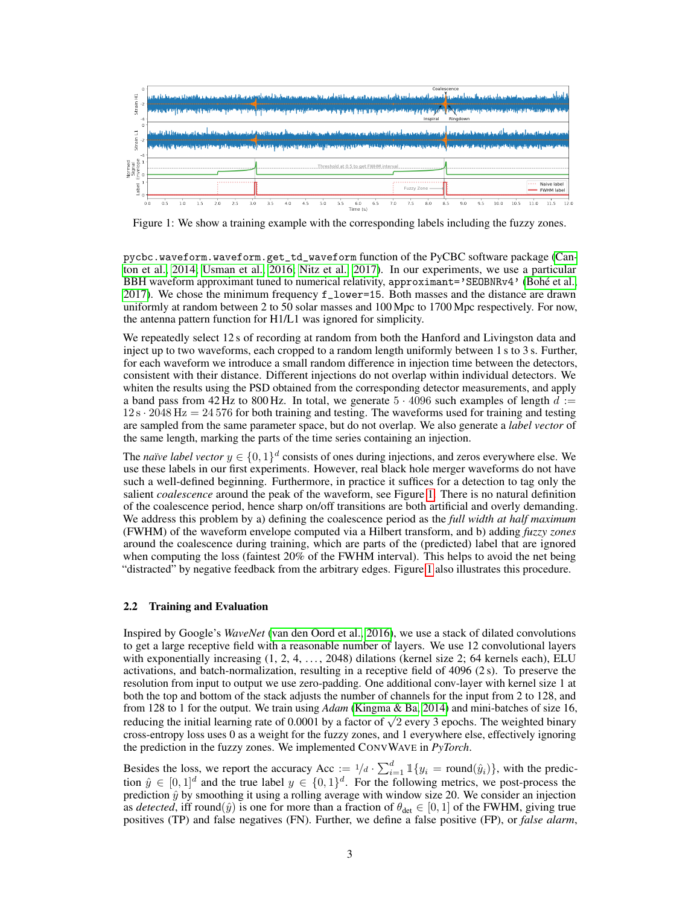Figure 1: We show a training example with the corresponding labels including the fuzzy zones.

`pycbc.waveform.waveform.get_td_waveform` function of the PyCBC software package (Canton et al., 2014; Usman et al., 2016; Nitz et al., 2017). In our experiments, we use a particular BBH waveform approximant tuned to numerical relativity, `approximant='SEOBNRv4'` (Bohé et al., 2017). We chose the minimum frequency `f_lower=15`. Both masses and the distance are drawn uniformly at random between 2 to 50 solar masses and 100 Mpc to 1700 Mpc respectively. For now, the antenna pattern function for H1/L1 was ignored for simplicity.

We repeatedly select 12 s of recording at random from both the Hanford and Livingston data and inject up to two waveforms, each cropped to a random length uniformly between 1 s to 3 s. Further, for each waveform we introduce a small random difference in injection time between the detectors, consistent with their distance. Different injections do not overlap within individual detectors. We whiten the results using the PSD obtained from the corresponding detector measurements, and apply a band pass from 42 Hz to 800 Hz. In total, we generate $5 \cdot 4096$ such examples of length $d := 12\,\text{s} \cdot 2048\,\text{Hz} = 24\,576$ for both training and testing. The waveforms used for training and testing are sampled from the same parameter space, but do not overlap. We also generate a *label vector* of the same length, marking the parts of the time series containing an injection.

The *naïve label vector* $y \in \{0, 1\}^d$ consists of ones during injections, and zeros everywhere else. We use these labels in our first experiments. However, real black hole merger waveforms do not have such a well-defined beginning. Furthermore, in practice it suffices for a detection to tag only the salient *coalescence* around the peak of the waveform, see Figure 1. There is no natural definition of the coalescence period, hence sharp on/off transitions are both artificial and overly demanding. We address this problem by a) defining the coalescence period as the *full width at half maximum* (FWHM) of the waveform envelope computed via a Hilbert transform, and b) adding *fuzzy zones* around the coalescence during training, which are parts of the (predicted) label that are ignored when computing the loss (faintest 20% of the FWHM interval). This helps to avoid the net being "distracted" by negative feedback from the arbitrary edges. Figure 1 also illustrates this procedure.

### 2.2 Training and Evaluation

Inspired by Google's *WaveNet* (van den Oord et al., 2016), we use a stack of dilated convolutions to get a large receptive field with a reasonable number of layers. We use 12 convolutional layers with exponentially increasing (1, 2, 4, ..., 2048) dilations (kernel size 2; 64 kernels each), ELU activations, and batch-normalization, resulting in a receptive field of 4096 (2 s). To preserve the resolution from input to output we use zero-padding. One additional conv-layer with kernel size 1 at both the top and bottom of the stack adjusts the number of channels for the input from 2 to 128, and from 128 to 1 for the output. We train using *Adam* (Kingma & Ba, 2014) and mini-batches of size 16, reducing the initial learning rate of 0.0001 by a factor of $\sqrt{2}$ every 3 epochs. The weighted binary cross-entropy loss uses 0 as a weight for the fuzzy zones, and 1 everywhere else, effectively ignoring the prediction in the fuzzy zones. We implemented ConvWave in *PyTorch*.

Besides the loss, we report the accuracy $\text{Acc} := {}^1\!/_d \cdot \sum_{i=1}^{d} \mathbb{1}\{y_i = \text{round}(\hat{y}_i)\}$, with the prediction $\hat{y} \in [0, 1]^d$ and the true label $y \in \{0, 1\}^d$. For the following metrics, we post-process the prediction $\hat{y}$ by smoothing it using a rolling average with window size 20. We consider an injection as *detected*, iff $\text{round}(\hat{y})$ is one for more than a fraction of $\theta_{\text{det}} \in [0, 1]$ of the FWHM, giving true positives (TP) and false negatives (FN). Further, we define a false positive (FP), or *false alarm*,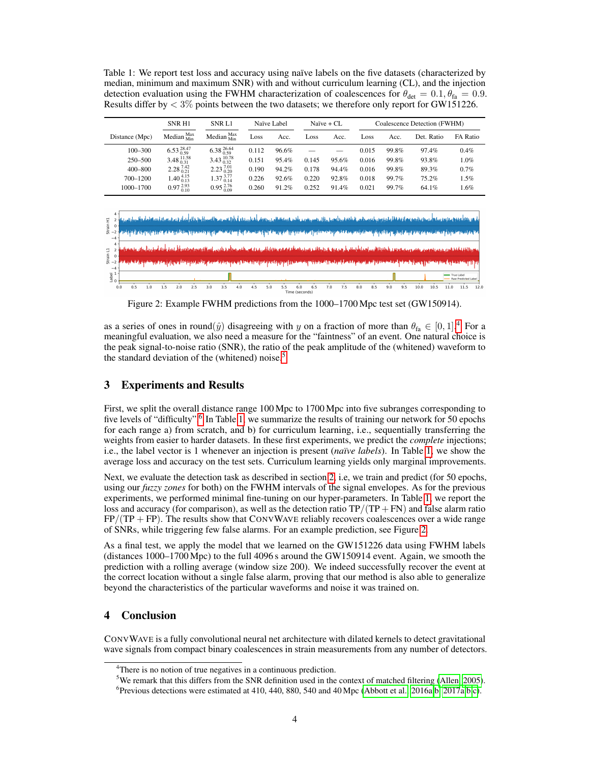Table 1: We report test loss and accuracy using naïve labels on the five datasets (characterized by median, minimum and maximum SNR) with and without curriculum learning (CL), and the injection detection evaluation using the FWHM characterization of coalescences for $\theta_{\text{det}} = 0.1, \theta_{\text{fa}} = 0.9$. Results differ by $< 3\%$ points between the two datasets; we therefore only report for GW151226.

| | SNR H1 | SNR L1 | Naïve Label | | Naïve + CL | | Coalescence Detection (FWHM) | | | |
|---|---|---|---|---|---|---|---|---|---|---|
| Distance (Mpc) | Median $_{\text{Min}}^{\text{Max}}$ | Median $_{\text{Min}}^{\text{Max}}$ | Loss | Acc. | Loss | Acc. | Loss | Acc. | Det. Ratio | FA Ratio |
| 100–300 | $6.53\,_{0.59}^{28.47}$ | $6.38\,_{0.59}^{26.64}$ | 0.112 | 96.6% | — | — | 0.015 | 99.8% | 97.4% | 0.4% |
| 250–500 | $3.48\,_{0.31}^{11.58}$ | $3.43\,_{0.32}^{10.78}$ | 0.151 | 95.4% | 0.145 | 95.6% | 0.016 | 99.8% | 93.8% | 1.0% |
| 400–800 | $2.28\,_{0.21}^{7.42}$ | $2.23\,_{0.20}^{7.01}$ | 0.190 | 94.2% | 0.178 | 94.4% | 0.016 | 99.8% | 89.3% | 0.7% |
| 700–1200 | $1.40\,_{0.13}^{4.15}$ | $1.37\,_{0.14}^{3.77}$ | 0.226 | 92.6% | 0.220 | 92.8% | 0.018 | 99.7% | 75.2% | 1.5% |
| 1000–1700 | $0.97\,_{0.10}^{2.93}$ | $0.95\,_{0.09}^{2.76}$ | 0.260 | 91.2% | 0.252 | 91.4% | 0.021 | 99.7% | 64.1% | 1.6% |

Figure 2: Example FWHM predictions from the 1000–1700 Mpc test set (GW150914).

as a series of ones in round($\hat{y}$) disagreeing with $y$ on a fraction of more than $\theta_{\text{fa}} \in [0, 1]$.[4] For a meaningful evaluation, we also need a measure for the "faintness" of an event. One natural choice is the peak signal-to-noise ratio (SNR), the ratio of the peak amplitude of the (whitened) waveform to the standard deviation of the (whitened) noise.[5]

## 3 Experiments and Results

First, we split the overall distance range 100 Mpc to 1700 Mpc into five subranges corresponding to five levels of "difficulty".[6] In Table 1, we summarize the results of training our network for 50 epochs for each range a) from scratch, and b) for curriculum learning, i.e., sequentially transferring the weights from easier to harder datasets. In these first experiments, we predict the *complete* injections; i.e., the label vector is 1 whenever an injection is present (*naïve labels*). In Table 1, we show the average loss and accuracy on the test sets. Curriculum learning yields only marginal improvements.

Next, we evaluate the detection task as described in section 2, i.e, we train and predict (for 50 epochs, using our *fuzzy zones* for both) on the FWHM intervals of the signal envelopes. As for the previous experiments, we performed minimal fine-tuning on our hyper-parameters. In Table 1, we report the loss and accuracy (for comparison), as well as the detection ratio $\text{TP}/(\text{TP} + \text{FN})$ and false alarm ratio $\text{FP}/(\text{TP} + \text{FP})$. The results show that CONVWAVE reliably recovers coalescences over a wide range of SNRs, while triggering few false alarms. For an example prediction, see Figure 2.

As a final test, we apply the model that we learned on the GW151226 data using FWHM labels (distances 1000–1700 Mpc) to the full 4096 s around the GW150914 event. Again, we smooth the prediction with a rolling average (window size 200). We indeed successfully recover the event at the correct location without a single false alarm, proving that our method is also able to generalize beyond the characteristics of the particular waveforms and noise it was trained on.

## 4 Conclusion

CONVWAVE is a fully convolutional neural net architecture with dilated kernels to detect gravitational wave signals from compact binary coalescences in strain measurements from any number of detectors.

[4] There is no notion of true negatives in a continuous prediction.

[5] We remark that this differs from the SNR definition used in the context of matched filtering (Allen, 2005).

[6] Previous detections were estimated at 410, 440, 880, 540 and 40 Mpc (Abbott et al., 2016a,b, 2017a,b,c).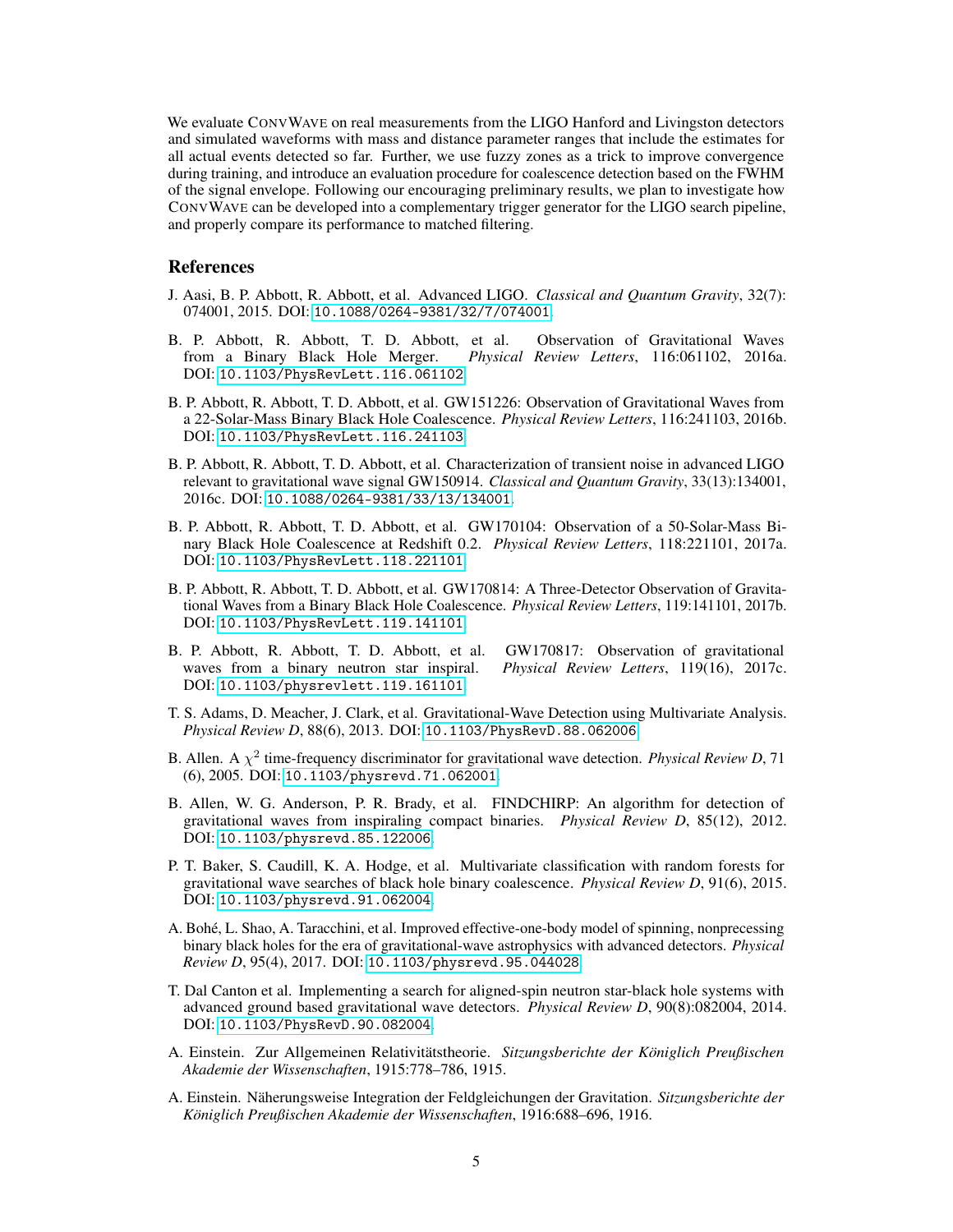We evaluate ConvWave on real measurements from the LIGO Hanford and Livingston detectors and simulated waveforms with mass and distance parameter ranges that include the estimates for all actual events detected so far. Further, we use fuzzy zones as a trick to improve convergence during training, and introduce an evaluation procedure for coalescence detection based on the FWHM of the signal envelope. Following our encouraging preliminary results, we plan to investigate how ConvWave can be developed into a complementary trigger generator for the LIGO search pipeline, and properly compare its performance to matched filtering.

## References

J. Aasi, B. P. Abbott, R. Abbott, et al. Advanced LIGO. *Classical and Quantum Gravity*, 32(7): 074001, 2015. DOI: 10.1088/0264-9381/32/7/074001.

B. P. Abbott, R. Abbott, T. D. Abbott, et al. Observation of Gravitational Waves from a Binary Black Hole Merger. *Physical Review Letters*, 116:061102, 2016a. DOI: 10.1103/PhysRevLett.116.061102.

B. P. Abbott, R. Abbott, T. D. Abbott, et al. GW151226: Observation of Gravitational Waves from a 22-Solar-Mass Binary Black Hole Coalescence. *Physical Review Letters*, 116:241103, 2016b. DOI: 10.1103/PhysRevLett.116.241103.

B. P. Abbott, R. Abbott, T. D. Abbott, et al. Characterization of transient noise in advanced LIGO relevant to gravitational wave signal GW150914. *Classical and Quantum Gravity*, 33(13):134001, 2016c. DOI: 10.1088/0264-9381/33/13/134001.

B. P. Abbott, R. Abbott, T. D. Abbott, et al. GW170104: Observation of a 50-Solar-Mass Binary Black Hole Coalescence at Redshift 0.2. *Physical Review Letters*, 118:221101, 2017a. DOI: 10.1103/PhysRevLett.118.221101.

B. P. Abbott, R. Abbott, T. D. Abbott, et al. GW170814: A Three-Detector Observation of Gravitational Waves from a Binary Black Hole Coalescence. *Physical Review Letters*, 119:141101, 2017b. DOI: 10.1103/PhysRevLett.119.141101.

B. P. Abbott, R. Abbott, T. D. Abbott, et al. GW170817: Observation of gravitational waves from a binary neutron star inspiral. *Physical Review Letters*, 119(16), 2017c. DOI: 10.1103/physrevlett.119.161101.

T. S. Adams, D. Meacher, J. Clark, et al. Gravitational-Wave Detection using Multivariate Analysis. *Physical Review D*, 88(6), 2013. DOI: 10.1103/PhysRevD.88.062006.

B. Allen. A $\chi^2$ time-frequency discriminator for gravitational wave detection. *Physical Review D*, 71 (6), 2005. DOI: 10.1103/physrevd.71.062001.

B. Allen, W. G. Anderson, P. R. Brady, et al. FINDCHIRP: An algorithm for detection of gravitational waves from inspiraling compact binaries. *Physical Review D*, 85(12), 2012. DOI: 10.1103/physrevd.85.122006.

P. T. Baker, S. Caudill, K. A. Hodge, et al. Multivariate classification with random forests for gravitational wave searches of black hole binary coalescence. *Physical Review D*, 91(6), 2015. DOI: 10.1103/physrevd.91.062004.

A. Bohé, L. Shao, A. Taracchini, et al. Improved effective-one-body model of spinning, nonprecessing binary black holes for the era of gravitational-wave astrophysics with advanced detectors. *Physical Review D*, 95(4), 2017. DOI: 10.1103/physrevd.95.044028.

T. Dal Canton et al. Implementing a search for aligned-spin neutron star-black hole systems with advanced ground based gravitational wave detectors. *Physical Review D*, 90(8):082004, 2014. DOI: 10.1103/PhysRevD.90.082004.

A. Einstein. Zur Allgemeinen Relativitätstheorie. *Sitzungsberichte der Königlich Preußischen Akademie der Wissenschaften*, 1915:778–786, 1915.

A. Einstein. Näherungsweise Integration der Feldgleichungen der Gravitation. *Sitzungsberichte der Königlich Preußischen Akademie der Wissenschaften*, 1916:688–696, 1916.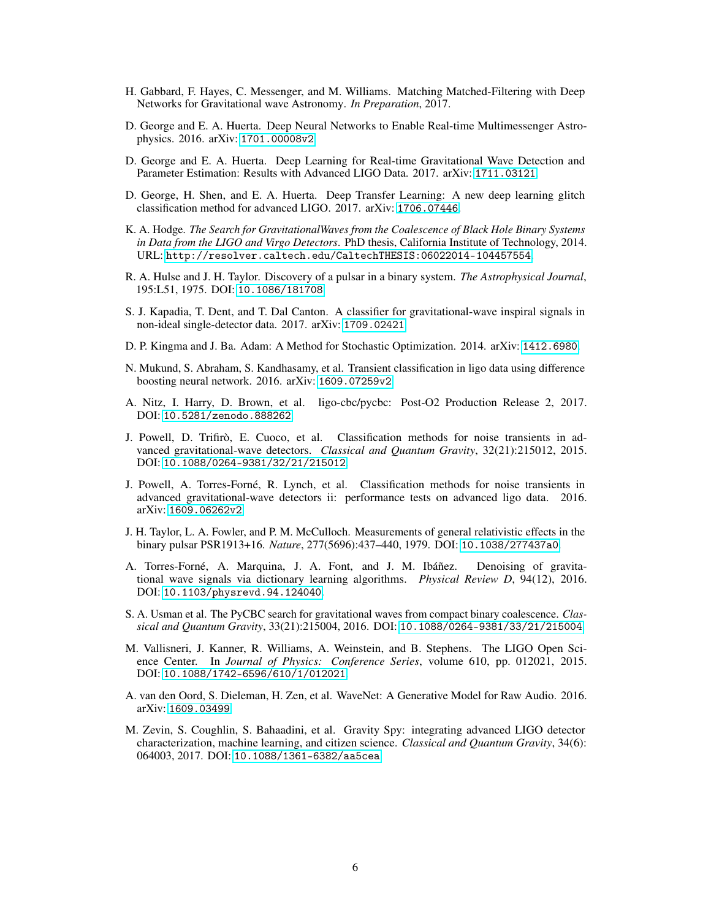H. Gabbard, F. Hayes, C. Messenger, and M. Williams. Matching Matched-Filtering with Deep Networks for Gravitational wave Astronomy. *In Preparation*, 2017.

D. George and E. A. Huerta. Deep Neural Networks to Enable Real-time Multimessenger Astrophysics. 2016. arXiv: 1701.00008v2.

D. George and E. A. Huerta. Deep Learning for Real-time Gravitational Wave Detection and Parameter Estimation: Results with Advanced LIGO Data. 2017. arXiv: 1711.03121.

D. George, H. Shen, and E. A. Huerta. Deep Transfer Learning: A new deep learning glitch classification method for advanced LIGO. 2017. arXiv: 1706.07446.

K. A. Hodge. *The Search for GravitationalWaves from the Coalescence of Black Hole Binary Systems in Data from the LIGO and Virgo Detectors*. PhD thesis, California Institute of Technology, 2014. URL: http://resolver.caltech.edu/CaltechTHESIS:06022014-104457554.

R. A. Hulse and J. H. Taylor. Discovery of a pulsar in a binary system. *The Astrophysical Journal*, 195:L51, 1975. DOI: 10.1086/181708.

S. J. Kapadia, T. Dent, and T. Dal Canton. A classifier for gravitational-wave inspiral signals in non-ideal single-detector data. 2017. arXiv: 1709.02421.

D. P. Kingma and J. Ba. Adam: A Method for Stochastic Optimization. 2014. arXiv: 1412.6980.

N. Mukund, S. Abraham, S. Kandhasamy, et al. Transient classification in ligo data using difference boosting neural network. 2016. arXiv: 1609.07259v2.

A. Nitz, I. Harry, D. Brown, et al. ligo-cbc/pycbc: Post-O2 Production Release 2, 2017. DOI: 10.5281/zenodo.888262.

J. Powell, D. Trifirò, E. Cuoco, et al. Classification methods for noise transients in advanced gravitational-wave detectors. *Classical and Quantum Gravity*, 32(21):215012, 2015. DOI: 10.1088/0264-9381/32/21/215012.

J. Powell, A. Torres-Forné, R. Lynch, et al. Classification methods for noise transients in advanced gravitational-wave detectors ii: performance tests on advanced ligo data. 2016. arXiv: 1609.06262v2.

J. H. Taylor, L. A. Fowler, and P. M. McCulloch. Measurements of general relativistic effects in the binary pulsar PSR1913+16. *Nature*, 277(5696):437–440, 1979. DOI: 10.1038/277437a0.

A. Torres-Forné, A. Marquina, J. A. Font, and J. M. Ibáñez. Denoising of gravitational wave signals via dictionary learning algorithms. *Physical Review D*, 94(12), 2016. DOI: 10.1103/physrevd.94.124040.

S. A. Usman et al. The PyCBC search for gravitational waves from compact binary coalescence. *Classical and Quantum Gravity*, 33(21):215004, 2016. DOI: 10.1088/0264-9381/33/21/215004.

M. Vallisneri, J. Kanner, R. Williams, A. Weinstein, and B. Stephens. The LIGO Open Science Center. In *Journal of Physics: Conference Series*, volume 610, pp. 012021, 2015. DOI: 10.1088/1742-6596/610/1/012021.

A. van den Oord, S. Dieleman, H. Zen, et al. WaveNet: A Generative Model for Raw Audio. 2016. arXiv: 1609.03499.

M. Zevin, S. Coughlin, S. Bahaadini, et al. Gravity Spy: integrating advanced LIGO detector characterization, machine learning, and citizen science. *Classical and Quantum Gravity*, 34(6): 064003, 2017. DOI: 10.1088/1361-6382/aa5cea.